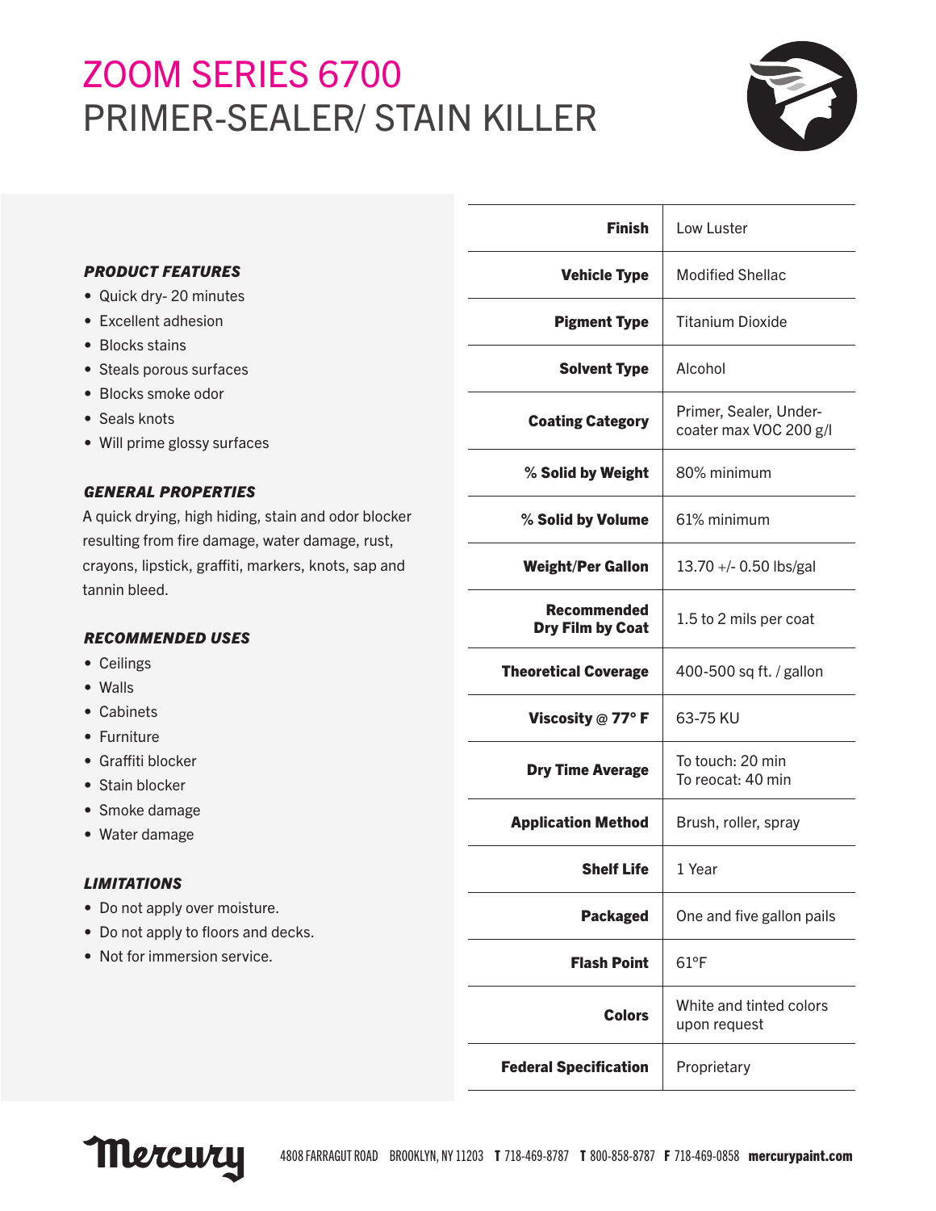# ZOOM SERIES 6700
# PRIMER-SEALER/ STAIN KILLER

***PRODUCT FEATURES***

- Quick dry- 20 minutes
- Excellent adhesion
- Blocks stains
- Steals porous surfaces
- Blocks smoke odor
- Seals knots
- Will prime glossy surfaces

***GENERAL PROPERTIES***

A quick drying, high hiding, stain and odor blocker resulting from fire damage, water damage, rust, crayons, lipstick, graffiti, markers, knots, sap and tannin bleed.

***RECOMMENDED USES***

- Ceilings
- Walls
- Cabinets
- Furniture
- Graffiti blocker
- Stain blocker
- Smoke damage
- Water damage

***LIMITATIONS***

- Do not apply over moisture.
- Do not apply to floors and decks.
- Not for immersion service.

| | |
|---|---|
| **Finish** | Low Luster |
| **Vehicle Type** | Modified Shellac |
| **Pigment Type** | Titanium Dioxide |
| **Solvent Type** | Alcohol |
| **Coating Category** | Primer, Sealer, Under-coater max VOC 200 g/l |
| **% Solid by Weight** | 80% minimum |
| **% Solid by Volume** | 61% minimum |
| **Weight/Per Gallon** | 13.70 +/- 0.50 lbs/gal |
| **Recommended Dry Film by Coat** | 1.5 to 2 mils per coat |
| **Theoretical Coverage** | 400-500 sq ft. / gallon |
| **Viscosity @ 77° F** | 63-75 KU |
| **Dry Time Average** | To touch: 20 min<br>To reocat: 40 min |
| **Application Method** | Brush, roller, spray |
| **Shelf Life** | 1 Year |
| **Packaged** | One and five gallon pails |
| **Flash Point** | 61°F |
| **Colors** | White and tinted colors upon request |
| **Federal Specification** | Proprietary |

Mercury 4808 FARRAGUT ROAD BROOKLYN, NY 11203 **T** 718-469-8787 **T** 800-858-8787 **F** 718-469-0858 **mercurypaint.com**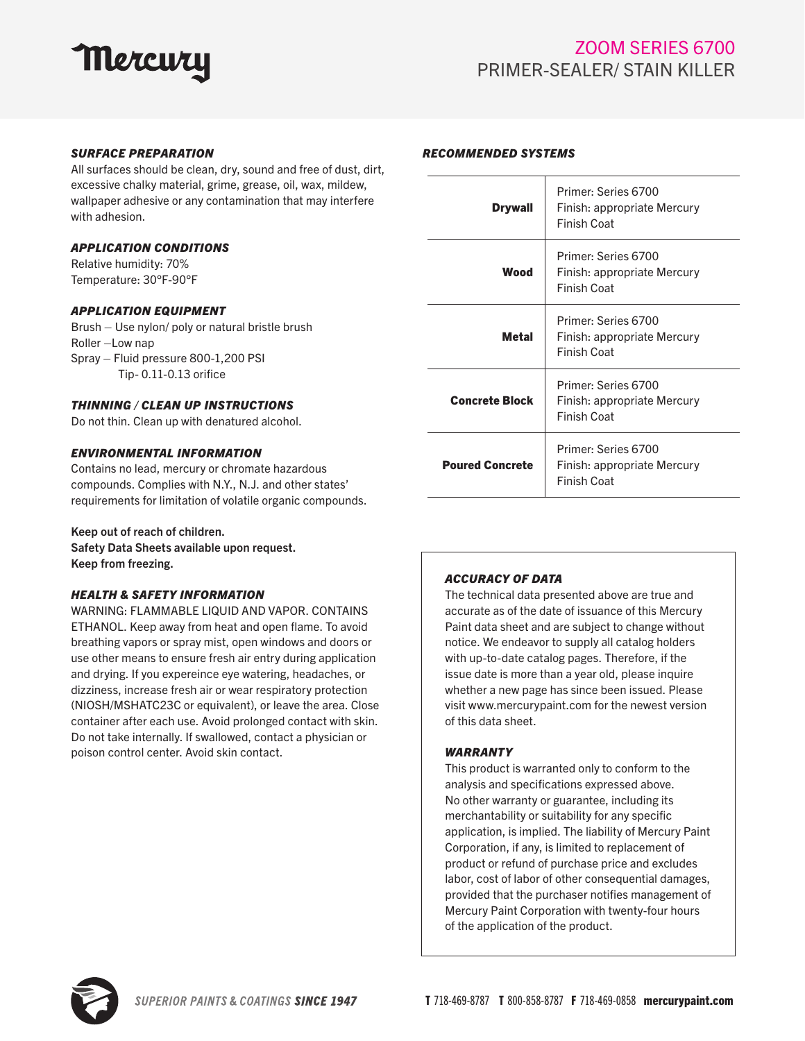# Mercury

## ZOOM SERIES 6700
## PRIMER-SEALER/ STAIN KILLER

***SURFACE PREPARATION***

All surfaces should be clean, dry, sound and free of dust, dirt, excessive chalky material, grime, grease, oil, wax, mildew, wallpaper adhesive or any contamination that may interfere with adhesion.

***APPLICATION CONDITIONS***

Relative humidity: 70%
Temperature: 30°F-90°F

***APPLICATION EQUIPMENT***

Brush – Use nylon/ poly or natural bristle brush
Roller –Low nap
Spray – Fluid pressure 800-1,200 PSI
Tip- 0.11-0.13 orifice

***THINNING / CLEAN UP INSTRUCTIONS***

Do not thin. Clean up with denatured alcohol.

***ENVIRONMENTAL INFORMATION***

Contains no lead, mercury or chromate hazardous compounds. Complies with N.Y., N.J. and other states' requirements for limitation of volatile organic compounds.

**Keep out of reach of children.**
**Safety Data Sheets available upon request.**
**Keep from freezing.**

***HEALTH & SAFETY INFORMATION***

WARNING: FLAMMABLE LIQUID AND VAPOR. CONTAINS ETHANOL. Keep away from heat and open flame. To avoid breathing vapors or spray mist, open windows and doors or use other means to ensure fresh air entry during application and drying. If you expereince eye watering, headaches, or dizziness, increase fresh air or wear respiratory protection (NIOSH/MSHATC23C or equivalent), or leave the area. Close container after each use. Avoid prolonged contact with skin. Do not take internally. If swallowed, contact a physician or poison control center. Avoid skin contact.

***RECOMMENDED SYSTEMS***

| | |
|---|---|
| **Drywall** | Primer: Series 6700<br>Finish: appropriate Mercury Finish Coat |
| **Wood** | Primer: Series 6700<br>Finish: appropriate Mercury Finish Coat |
| **Metal** | Primer: Series 6700<br>Finish: appropriate Mercury Finish Coat |
| **Concrete Block** | Primer: Series 6700<br>Finish: appropriate Mercury Finish Coat |
| **Poured Concrete** | Primer: Series 6700<br>Finish: appropriate Mercury Finish Coat |

***ACCURACY OF DATA***

The technical data presented above are true and accurate as of the date of issuance of this Mercury Paint data sheet and are subject to change without notice. We endeavor to supply all catalog holders with up-to-date catalog pages. Therefore, if the issue date is more than a year old, please inquire whether a new page has since been issued. Please visit www.mercurypaint.com for the newest version of this data sheet.

***WARRANTY***

This product is warranted only to conform to the analysis and specifications expressed above. No other warranty or guarantee, including its merchantability or suitability for any specific application, is implied. The liability of Mercury Paint Corporation, if any, is limited to replacement of product or refund of purchase price and excludes labor, cost of labor of other consequential damages, provided that the purchaser notifies management of Mercury Paint Corporation with twenty-four hours of the application of the product.

*SUPERIOR PAINTS & COATINGS* ***SINCE 1947***

**T** 718-469-8787 **T** 800-858-8787 **F** 718-469-0858 **mercurypaint.com**